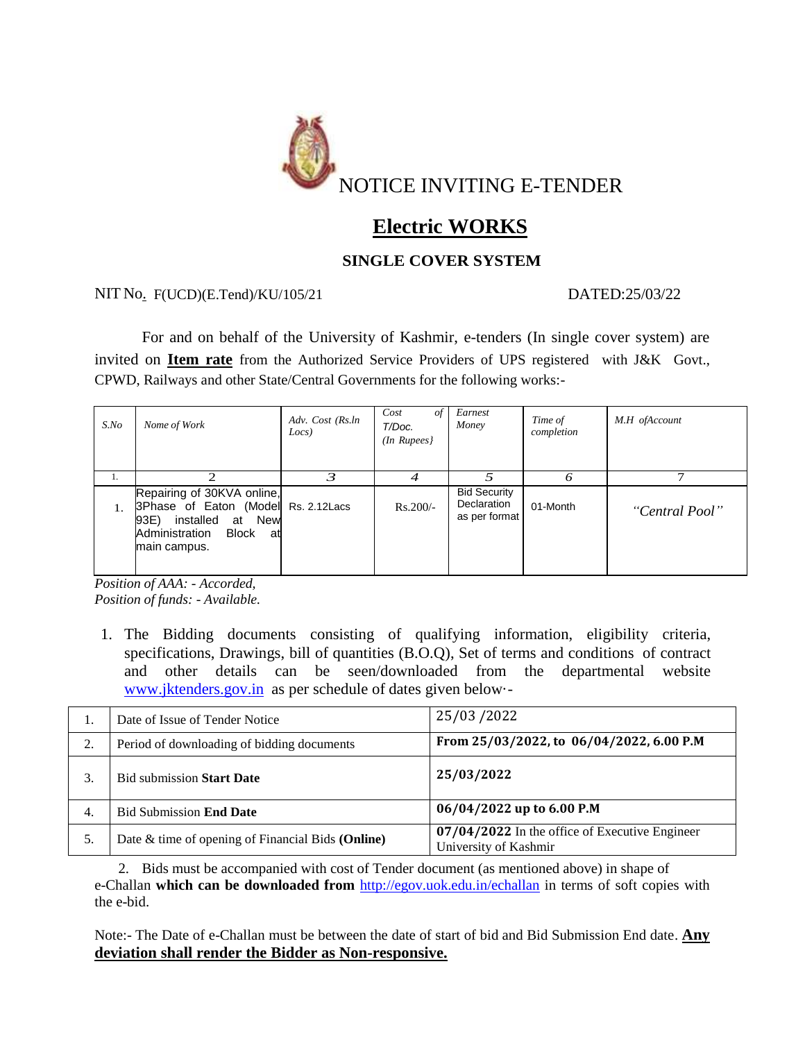# NOTICE INVITING E-TENDER

## Electric WORKS

### SINGLE COVER SYSTEM

NIT No. F(UCD)(E.Tend)/KU/105/21 DATED:25/03/22

For and on behalf of the University of Kashmir, e-tenders (In single cover system) are invited on **Item rate** from the Authorized Service Providers of UPS registered with J&K Govt., CPWD, Railways and other State/Central Governments for the following works:-

| *S.No* | *Nome of Work* | *Adv. Cost (Rs.ln Locs)* | *Cost of T/Doc. (In Rupees}* | *Earnest Money* | *Time of completion* | *M.H ofAccount* |
|---|---|---|---|---|---|---|
| 1. | 2 | 3 | 4 | 5 | 6 | 7 |
| 1. | Repairing of 30KVA online, 3Phase of Eaton (Model 93E) installed at New Administration Block at main campus. | Rs. 2.12Lacs | Rs.200/- | Bid Security Declaration as per format | 01-Month | *"Central Pool"* |

*Position of AAA: - Accorded,*
*Position of funds: - Available.*

1. The Bidding documents consisting of qualifying information, eligibility criteria, specifications, Drawings, bill of quantities (B.O.Q), Set of terms and conditions of contract and other details can be seen/downloaded from the departmental website www.jktenders.gov.in as per schedule of dates given below·-

| 1. | Date of Issue of Tender Notice | 25/03 /2022 |
|---|---|---|
| 2. | Period of downloading of bidding documents | **From 25/03/2022, to 06/04/2022, 6.00 P.M** |
| 3. | Bid submission **Start Date** | **25/03/2022** |
| 4. | Bid Submission **End Date** | **06/04/2022 up to 6.00 P.M** |
| 5. | Date & time of opening of Financial Bids **(Online)** | **07/04/2022** In the office of Executive Engineer University of Kashmir |

2. Bids must be accompanied with cost of Tender document (as mentioned above) in shape of e-Challan **which can be downloaded from** http://egov.uok.edu.in/echallan in terms of soft copies with the e-bid.

Note:- The Date of e-Challan must be between the date of start of bid and Bid Submission End date. **Any deviation shall render the Bidder as Non-responsive.**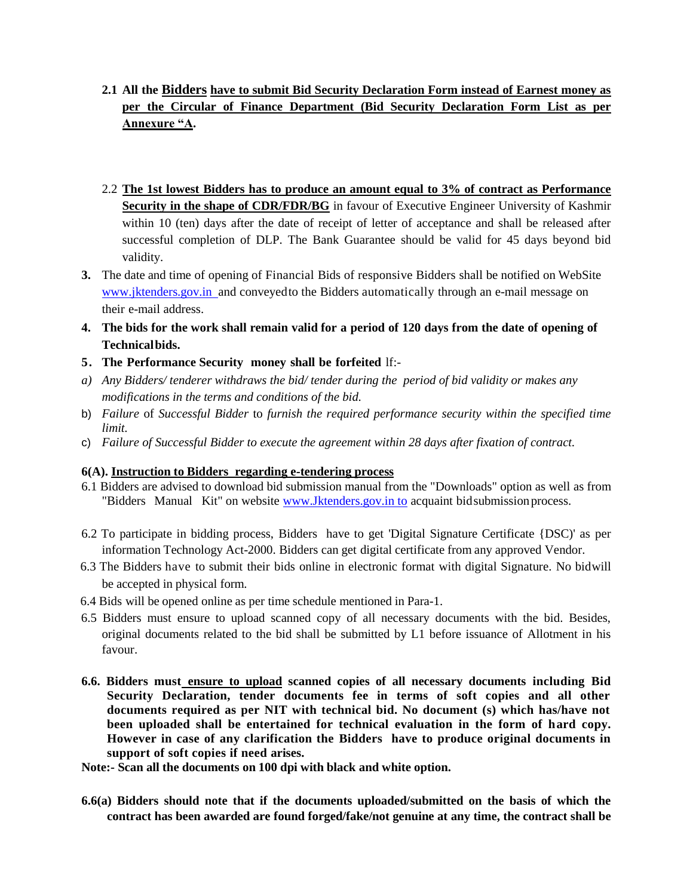2.1 **All the Bidders have to submit Bid Security Declaration Form instead of Earnest money as per the Circular of Finance Department (Bid Security Declaration Form List as per Annexure "A.**

2.2 **The 1st lowest Bidders has to produce an amount equal to 3% of contract as Performance Security in the shape of CDR/FDR/BG** in favour of Executive Engineer University of Kashmir within 10 (ten) days after the date of receipt of letter of acceptance and shall be released after successful completion of DLP. The Bank Guarantee should be valid for 45 days beyond bid validity.

**3.** The date and time of opening of Financial Bids of responsive Bidders shall be notified on WebSite www.jktenders.gov.in and conveyed to the Bidders automatically through an e-mail message on their e-mail address.

**4. The bids for the work shall remain valid for a period of 120 days from the date of opening of Technical bids.**

**5. The Performance Security money shall be forfeited** lf:-

a) *Any Bidders/ tenderer withdraws the bid/ tender during the period of bid validity or makes any modifications in the terms and conditions of the bid.*

b) *Failure* of *Successful Bidder* to *furnish the required performance security within the specified time limit.*

c) *Failure of Successful Bidder to execute the agreement within 28 days after fixation of contract.*

**6(A). Instruction to Bidders regarding e-tendering process**

6.1 Bidders are advised to download bid submission manual from the "Downloads" option as well as from "Bidders Manual Kit" on website www.Jktenders.gov.in to acquaint bid submission process.

6.2 To participate in bidding process, Bidders have to get 'Digital Signature Certificate {DSC)' as per information Technology Act-2000. Bidders can get digital certificate from any approved Vendor.

6.3 The Bidders have to submit their bids online in electronic format with digital Signature. No bid will be accepted in physical form.

6.4 Bids will be opened online as per time schedule mentioned in Para-1.

6.5 Bidders must ensure to upload scanned copy of all necessary documents with the bid. Besides, original documents related to the bid shall be submitted by L1 before issuance of Allotment in his favour.

**6.6. Bidders must ensure to upload scanned copies of all necessary documents including Bid Security Declaration, tender documents fee in terms of soft copies and all other documents required as per NIT with technical bid. No document (s) which has/have not been uploaded shall be entertained for technical evaluation in the form of hard copy. However in case of any clarification the Bidders have to produce original documents in support of soft copies if need arises.**

**Note:- Scan all the documents on 100 dpi with black and white option.**

**6.6(a) Bidders should note that if the documents uploaded/submitted on the basis of which the contract has been awarded are found forged/fake/not genuine at any time, the contract shall be**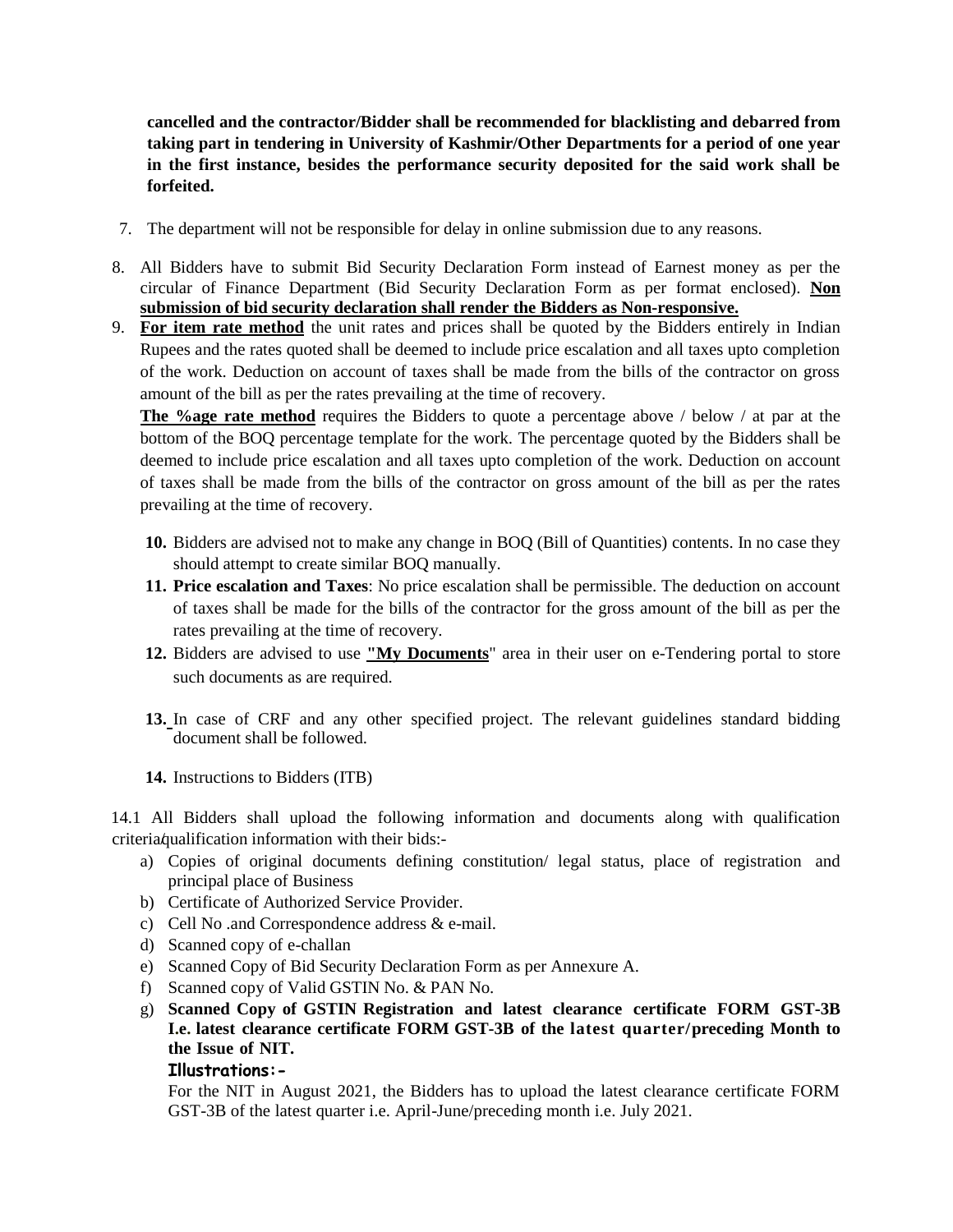**cancelled and the contractor/Bidder shall be recommended for blacklisting and debarred from taking part in tendering in University of Kashmir/Other Departments for a period of one year in the first instance, besides the performance security deposited for the said work shall be forfeited.**

7. The department will not be responsible for delay in online submission due to any reasons.

8. All Bidders have to submit Bid Security Declaration Form instead of Earnest money as per the circular of Finance Department (Bid Security Declaration Form as per format enclosed). **Non submission of bid security declaration shall render the Bidders as Non-responsive.**

9. **For item rate method** the unit rates and prices shall be quoted by the Bidders entirely in Indian Rupees and the rates quoted shall be deemed to include price escalation and all taxes upto completion of the work. Deduction on account of taxes shall be made from the bills of the contractor on gross amount of the bill as per the rates prevailing at the time of recovery.

   **The %age rate method** requires the Bidders to quote a percentage above / below / at par at the bottom of the BOQ percentage template for the work. The percentage quoted by the Bidders shall be deemed to include price escalation and all taxes upto completion of the work. Deduction on account of taxes shall be made from the bills of the contractor on gross amount of the bill as per the rates prevailing at the time of recovery.

10. Bidders are advised not to make any change in BOQ (Bill of Quantities) contents. In no case they should attempt to create similar BOQ manually.

11. **Price escalation and Taxes**: No price escalation shall be permissible. The deduction on account of taxes shall be made for the bills of the contractor for the gross amount of the bill as per the rates prevailing at the time of recovery.

12. Bidders are advised to use **"My Documents**" area in their user on e-Tendering portal to store such documents as are required.

13. In case of CRF and any other specified project. The relevant guidelines standard bidding document shall be followed.

14. Instructions to Bidders (ITB)

14.1 All Bidders shall upload the following information and documents along with qualification criteria/qualification information with their bids:-

a) Copies of original documents defining constitution/ legal status, place of registration and principal place of Business
b) Certificate of Authorized Service Provider.
c) Cell No .and Correspondence address & e-mail.
d) Scanned copy of e-challan
e) Scanned Copy of Bid Security Declaration Form as per Annexure A.
f) Scanned copy of Valid GSTIN No. & PAN No.
g) **Scanned Copy of GSTIN Registration and latest clearance certificate FORM GST-3B I.e. latest clearance certificate FORM GST-3B of the latest quarter/preceding Month to the Issue of NIT.**

   **Illustrations:-**

   For the NIT in August 2021, the Bidders has to upload the latest clearance certificate FORM GST-3B of the latest quarter i.e. April-June/preceding month i.e. July 2021.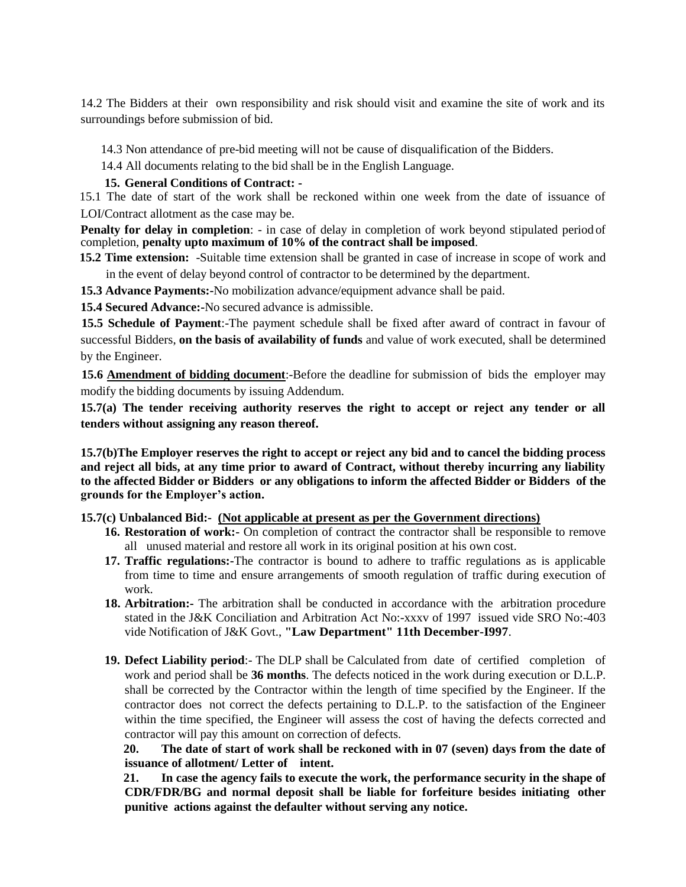14.2 The Bidders at their own responsibility and risk should visit and examine the site of work and its surroundings before submission of bid.

14.3 Non attendance of pre-bid meeting will not be cause of disqualification of the Bidders.

14.4 All documents relating to the bid shall be in the English Language.

**15. General Conditions of Contract: -**

15.1 The date of start of the work shall be reckoned within one week from the date of issuance of LOI/Contract allotment as the case may be.

**Penalty for delay in completion**: - in case of delay in completion of work beyond stipulated period of completion, **penalty upto maximum of 10% of the contract shall be imposed**.

**15.2 Time extension:** -Suitable time extension shall be granted in case of increase in scope of work and in the event of delay beyond control of contractor to be determined by the department.

**15.3 Advance Payments:-**No mobilization advance/equipment advance shall be paid.

**15.4 Secured Advance:-**No secured advance is admissible.

**15.5 Schedule of Payment**:-The payment schedule shall be fixed after award of contract in favour of successful Bidders, **on the basis of availability of funds** and value of work executed, shall be determined by the Engineer.

**15.6 <u>Amendment of bidding document</u>**:-Before the deadline for submission of bids the employer may modify the bidding documents by issuing Addendum.

**15.7(a) The tender receiving authority reserves the right to accept or reject any tender or all tenders without assigning any reason thereof.**

**15.7(b)The Employer reserves the right to accept or reject any bid and to cancel the bidding process and reject all bids, at any time prior to award of Contract, without thereby incurring any liability to the affected Bidder or Bidders or any obligations to inform the affected Bidder or Bidders of the grounds for the Employer's action.**

**15.7(c) Unbalanced Bid:- <u>(Not applicable at present as per the Government directions)</u>**

16. **Restoration of work:-** On completion of contract the contractor shall be responsible to remove all unused material and restore all work in its original position at his own cost.
17. **Traffic regulations:-**The contractor is bound to adhere to traffic regulations as is applicable from time to time and ensure arrangements of smooth regulation of traffic during execution of work.
18. **Arbitration:-** The arbitration shall be conducted in accordance with the arbitration procedure stated in the J&K Conciliation and Arbitration Act No:-xxxv of 1997 issued vide SRO No:-403 vide Notification of J&K Govt., **"Law Department" 11th December-I997**.
19. **Defect Liability period**:- The DLP shall be Calculated from date of certified completion of work and period shall be **36 months**. The defects noticed in the work during execution or D.L.P. shall be corrected by the Contractor within the length of time specified by the Engineer. If the contractor does not correct the defects pertaining to D.L.P. to the satisfaction of the Engineer within the time specified, the Engineer will assess the cost of having the defects corrected and contractor will pay this amount on correction of defects.
20. **The date of start of work shall be reckoned with in 07 (seven) days from the date of issuance of allotment/ Letter of intent.**
21. **In case the agency fails to execute the work, the performance security in the shape of CDR/FDR/BG and normal deposit shall be liable for forfeiture besides initiating other punitive actions against the defaulter without serving any notice.**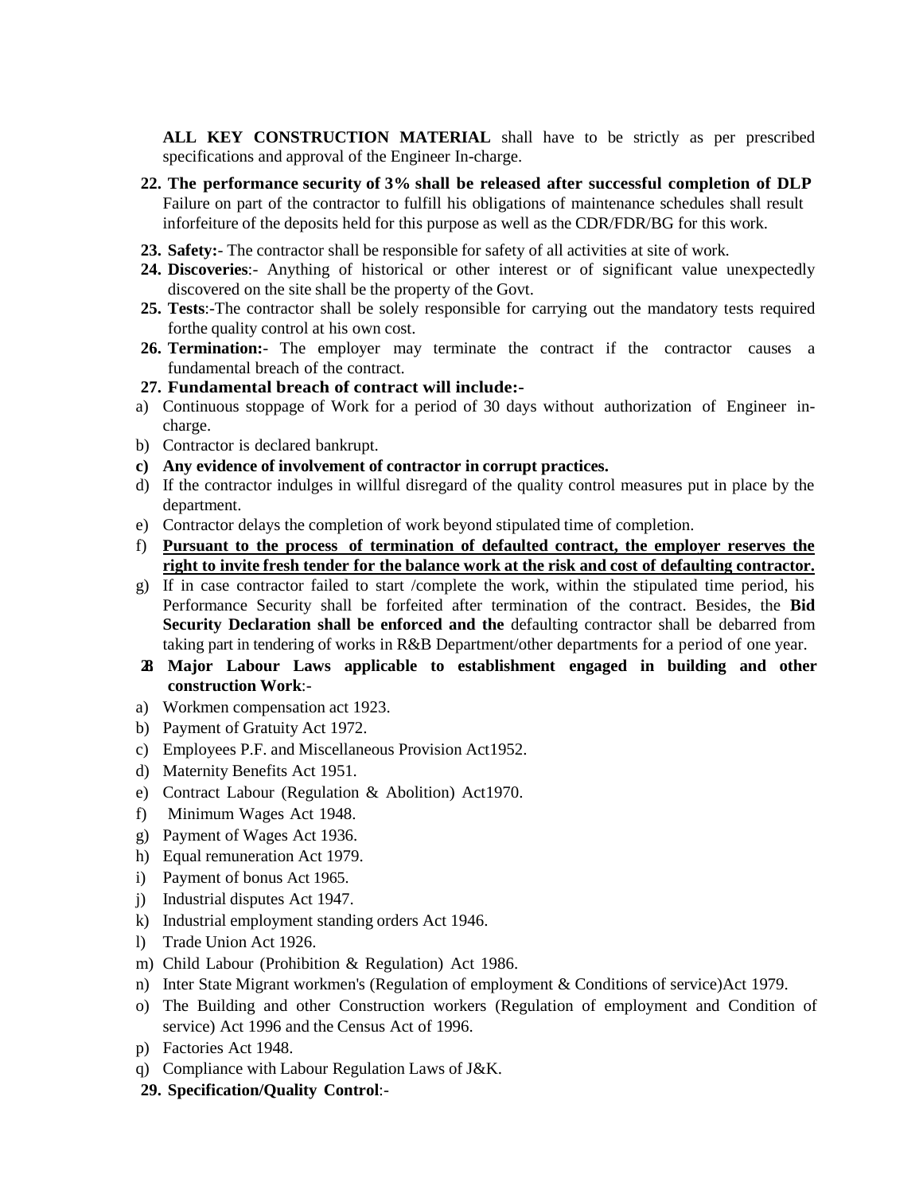**ALL KEY CONSTRUCTION MATERIAL** shall have to be strictly as per prescribed specifications and approval of the Engineer In-charge.

22. **The performance security of 3% shall be released after successful completion of DLP** Failure on part of the contractor to fulfill his obligations of maintenance schedules shall result inforfeiture of the deposits held for this purpose as well as the CDR/FDR/BG for this work.
23. **Safety:-** The contractor shall be responsible for safety of all activities at site of work.
24. **Discoveries**:- Anything of historical or other interest or of significant value unexpectedly discovered on the site shall be the property of the Govt.
25. **Tests**:-The contractor shall be solely responsible for carrying out the mandatory tests required forthe quality control at his own cost.
26. **Termination:-** The employer may terminate the contract if the contractor causes a fundamental breach of the contract.
27. **Fundamental breach of contract will include:-**

a) Continuous stoppage of Work for a period of 30 days without authorization of Engineer in-charge.
b) Contractor is declared bankrupt.
c) **Any evidence of involvement of contractor in corrupt practices.**
d) If the contractor indulges in willful disregard of the quality control measures put in place by the department.
e) Contractor delays the completion of work beyond stipulated time of completion.
f) **<u>Pursuant to the process of termination of defaulted contract, the employer reserves the right to invite fresh tender for the balance work at the risk and cost of defaulting contractor.</u>**
g) If in case contractor failed to start /complete the work, within the stipulated time period, his Performance Security shall be forfeited after termination of the contract. Besides, the **Bid Security Declaration shall be enforced and the** defaulting contractor shall be debarred from taking part in tendering of works in R&B Department/other departments for a period of one year.

28. **Major Labour Laws applicable to establishment engaged in building and other construction Work**:-

a) Workmen compensation act 1923.
b) Payment of Gratuity Act 1972.
c) Employees P.F. and Miscellaneous Provision Act1952.
d) Maternity Benefits Act 1951.
e) Contract Labour (Regulation & Abolition) Act1970.
f) Minimum Wages Act 1948.
g) Payment of Wages Act 1936.
h) Equal remuneration Act 1979.
i) Payment of bonus Act 1965.
j) Industrial disputes Act 1947.
k) Industrial employment standing orders Act 1946.
l) Trade Union Act 1926.
m) Child Labour (Prohibition & Regulation) Act 1986.
n) Inter State Migrant workmen's (Regulation of employment & Conditions of service)Act 1979.
o) The Building and other Construction workers (Regulation of employment and Condition of service) Act 1996 and the Census Act of 1996.
p) Factories Act 1948.
q) Compliance with Labour Regulation Laws of J&K.

29. **Specification/Quality Control**:-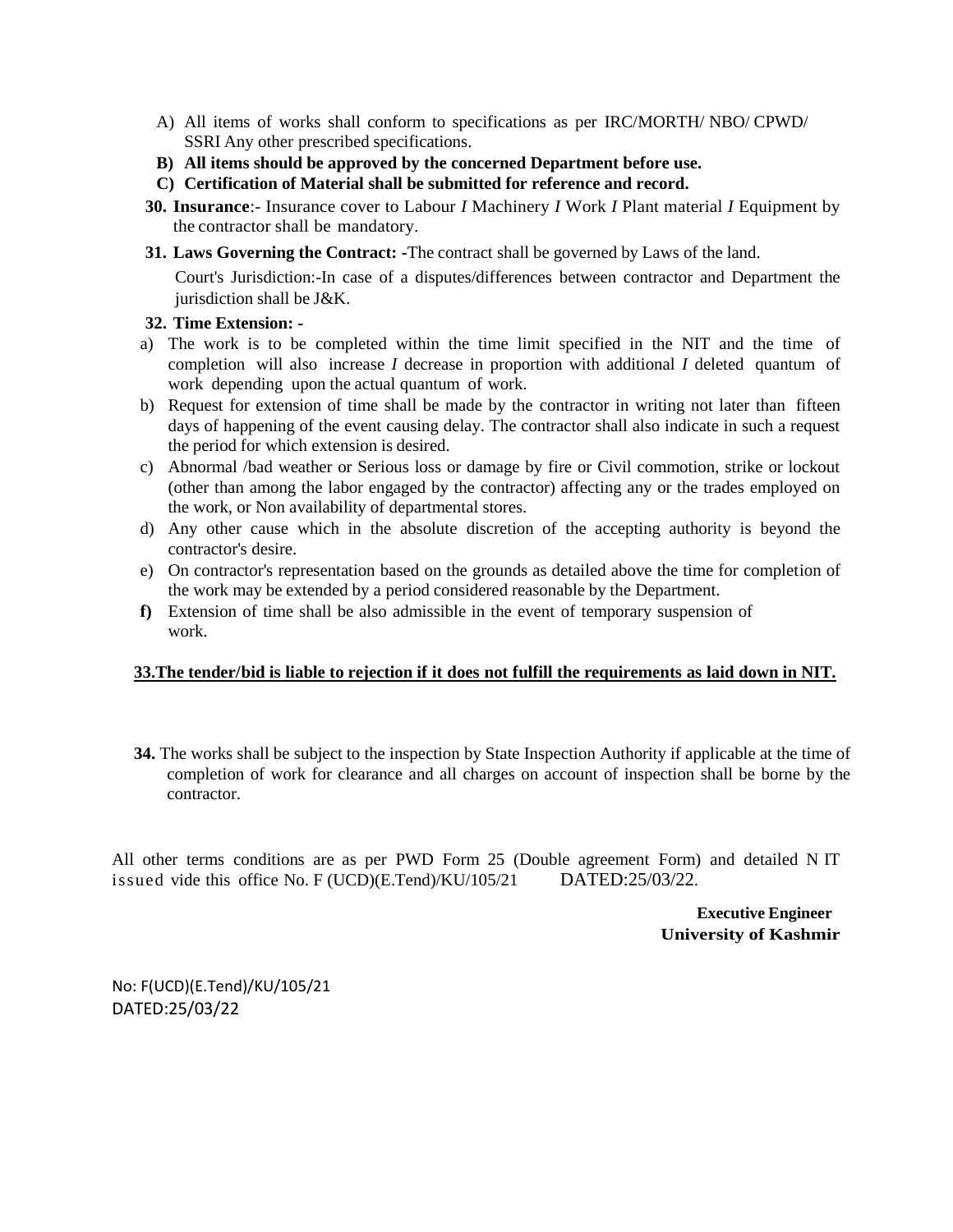A) All items of works shall conform to specifications as per IRC/MORTH/ NBO/ CPWD/ SSRI Any other prescribed specifications.

**B) All items should be approved by the concerned Department before use.**

**C) Certification of Material shall be submitted for reference and record.**

**30. Insurance**:- Insurance cover to Labour *I* Machinery *I* Work *I* Plant material *I* Equipment by the contractor shall be mandatory.

**31. Laws Governing the Contract:** -The contract shall be governed by Laws of the land.

Court's Jurisdiction:-In case of a disputes/differences between contractor and Department the jurisdiction shall be J&K.

**32. Time Extension: -**

a) The work is to be completed within the time limit specified in the NIT and the time of completion will also increase *I* decrease in proportion with additional *I* deleted quantum of work depending upon the actual quantum of work.

b) Request for extension of time shall be made by the contractor in writing not later than fifteen days of happening of the event causing delay. The contractor shall also indicate in such a request the period for which extension is desired.

c) Abnormal /bad weather or Serious loss or damage by fire or Civil commotion, strike or lockout (other than among the labor engaged by the contractor) affecting any or the trades employed on the work, or Non availability of departmental stores.

d) Any other cause which in the absolute discretion of the accepting authority is beyond the contractor's desire.

e) On contractor's representation based on the grounds as detailed above the time for completion of the work may be extended by a period considered reasonable by the Department.

**f)** Extension of time shall be also admissible in the event of temporary suspension of work.

**33.The tender/bid is liable to rejection if it does not fulfill the requirements as laid down in NIT.**

**34.** The works shall be subject to the inspection by State Inspection Authority if applicable at the time of completion of work for clearance and all charges on account of inspection shall be borne by the contractor.

All other terms conditions are as per PWD Form 25 (Double agreement Form) and detailed N IT issued vide this office No. F (UCD)(E.Tend)/KU/105/21 DATED:25/03/22.

**Executive Engineer**
**University of Kashmir**

No: F(UCD)(E.Tend)/KU/105/21
DATED:25/03/22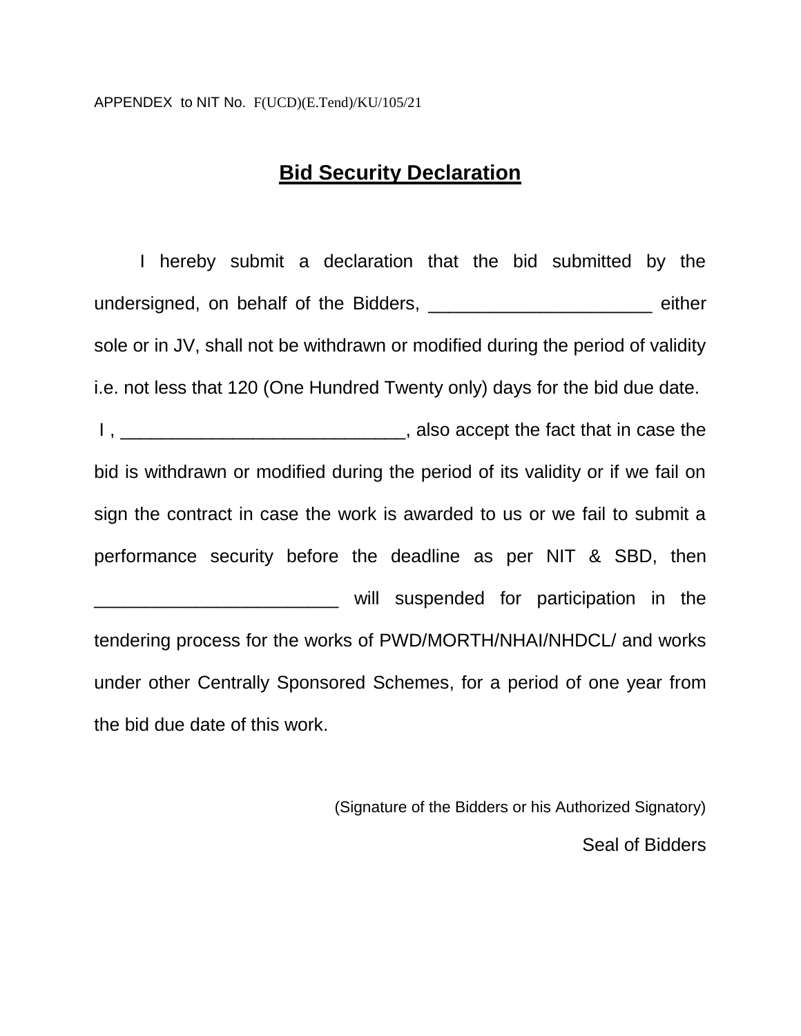APPENDEX to NIT No. F(UCD)(E.Tend)/KU/105/21

# **Bid Security Declaration**

I hereby submit a declaration that the bid submitted by the undersigned, on behalf of the Bidders, ______________________ either sole or in JV, shall not be withdrawn or modified during the period of validity i.e. not less that 120 (One Hundred Twenty only) days for the bid due date.

I , ____________________________, also accept the fact that in case the bid is withdrawn or modified during the period of its validity or if we fail on sign the contract in case the work is awarded to us or we fail to submit a performance security before the deadline as per NIT & SBD, then ________________________ will suspended for participation in the tendering process for the works of PWD/MORTH/NHAI/NHDCL/ and works under other Centrally Sponsored Schemes, for a period of one year from the bid due date of this work.

(Signature of the Bidders or his Authorized Signatory)

Seal of Bidders